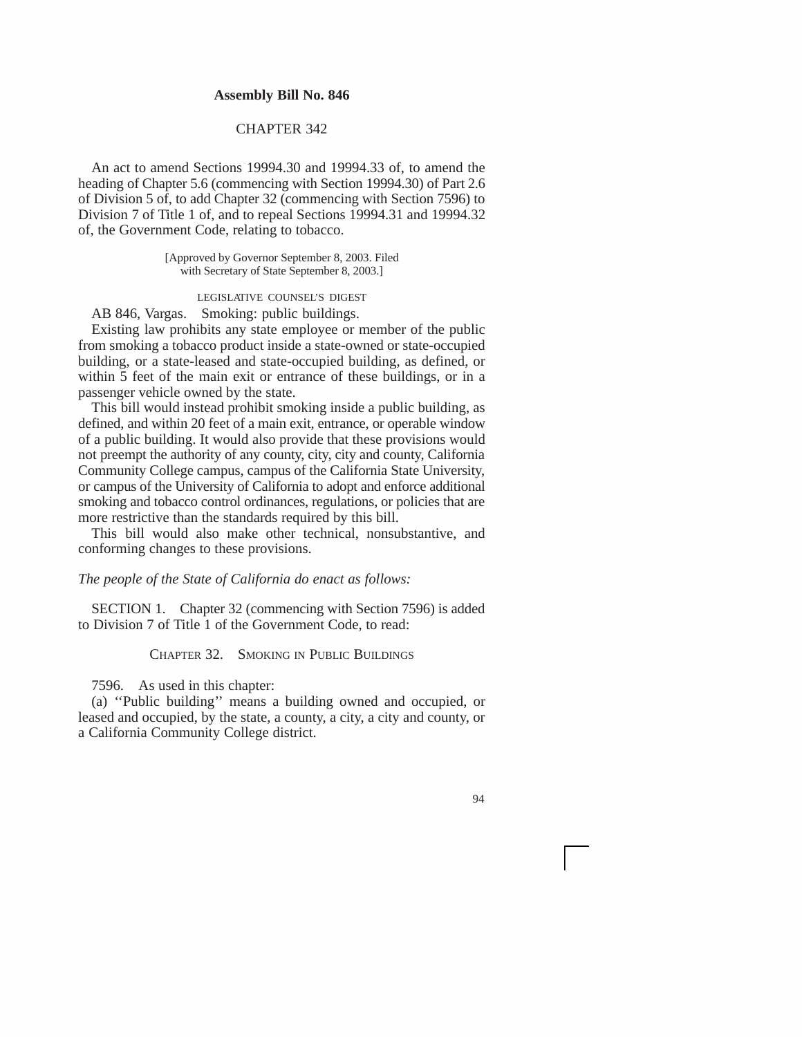# Assembly Bill No. 846

## CHAPTER 342

An act to amend Sections 19994.30 and 19994.33 of, to amend the heading of Chapter 5.6 (commencing with Section 19994.30) of Part 2.6 of Division 5 of, to add Chapter 32 (commencing with Section 7596) to Division 7 of Title 1 of, and to repeal Sections 19994.31 and 19994.32 of, the Government Code, relating to tobacco.

[Approved by Governor September 8, 2003. Filed with Secretary of State September 8, 2003.]

LEGISLATIVE COUNSEL'S DIGEST

AB 846, Vargas. Smoking: public buildings.

Existing law prohibits any state employee or member of the public from smoking a tobacco product inside a state-owned or state-occupied building, or a state-leased and state-occupied building, as defined, or within 5 feet of the main exit or entrance of these buildings, or in a passenger vehicle owned by the state.

This bill would instead prohibit smoking inside a public building, as defined, and within 20 feet of a main exit, entrance, or operable window of a public building. It would also provide that these provisions would not preempt the authority of any county, city, city and county, California Community College campus, campus of the California State University, or campus of the University of California to adopt and enforce additional smoking and tobacco control ordinances, regulations, or policies that are more restrictive than the standards required by this bill.

This bill would also make other technical, nonsubstantive, and conforming changes to these provisions.

*The people of the State of California do enact as follows:*

SECTION 1. Chapter 32 (commencing with Section 7596) is added to Division 7 of Title 1 of the Government Code, to read:

CHAPTER 32. SMOKING IN PUBLIC BUILDINGS

7596. As used in this chapter:

(a) ''Public building'' means a building owned and occupied, or leased and occupied, by the state, a county, a city, a city and county, or a California Community College district.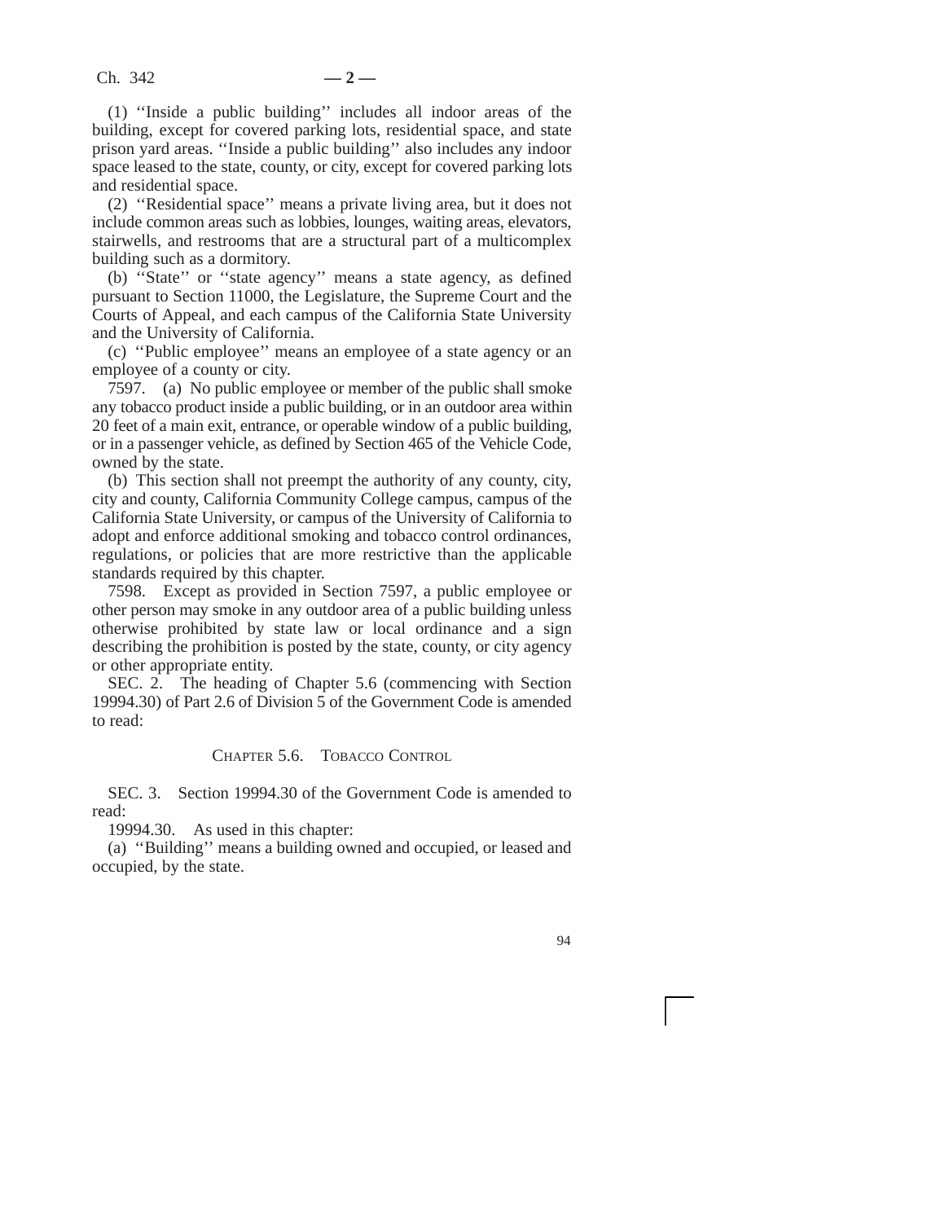(1) ''Inside a public building'' includes all indoor areas of the building, except for covered parking lots, residential space, and state prison yard areas. ''Inside a public building'' also includes any indoor space leased to the state, county, or city, except for covered parking lots and residential space.

(2) ''Residential space'' means a private living area, but it does not include common areas such as lobbies, lounges, waiting areas, elevators, stairwells, and restrooms that are a structural part of a multicomplex building such as a dormitory.

(b) ''State'' or ''state agency'' means a state agency, as defined pursuant to Section 11000, the Legislature, the Supreme Court and the Courts of Appeal, and each campus of the California State University and the University of California.

(c) ''Public employee'' means an employee of a state agency or an employee of a county or city.

7597. (a) No public employee or member of the public shall smoke any tobacco product inside a public building, or in an outdoor area within 20 feet of a main exit, entrance, or operable window of a public building, or in a passenger vehicle, as defined by Section 465 of the Vehicle Code, owned by the state.

(b) This section shall not preempt the authority of any county, city, city and county, California Community College campus, campus of the California State University, or campus of the University of California to adopt and enforce additional smoking and tobacco control ordinances, regulations, or policies that are more restrictive than the applicable standards required by this chapter.

7598. Except as provided in Section 7597, a public employee or other person may smoke in any outdoor area of a public building unless otherwise prohibited by state law or local ordinance and a sign describing the prohibition is posted by the state, county, or city agency or other appropriate entity.

SEC. 2. The heading of Chapter 5.6 (commencing with Section 19994.30) of Part 2.6 of Division 5 of the Government Code is amended to read:

CHAPTER 5.6. TOBACCO CONTROL

SEC. 3. Section 19994.30 of the Government Code is amended to read:

19994.30. As used in this chapter:

(a) ''Building'' means a building owned and occupied, or leased and occupied, by the state.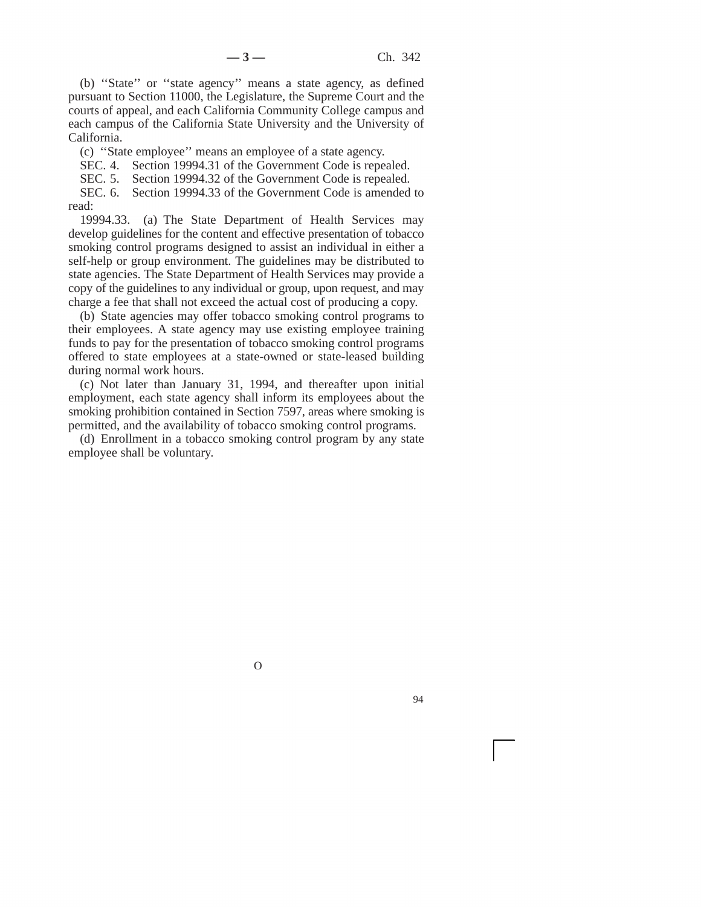(b) ''State'' or ''state agency'' means a state agency, as defined pursuant to Section 11000, the Legislature, the Supreme Court and the courts of appeal, and each California Community College campus and each campus of the California State University and the University of California.

(c) ''State employee'' means an employee of a state agency.

SEC. 4. Section 19994.31 of the Government Code is repealed.

SEC. 5. Section 19994.32 of the Government Code is repealed.

SEC. 6. Section 19994.33 of the Government Code is amended to read:

19994.33. (a) The State Department of Health Services may develop guidelines for the content and effective presentation of tobacco smoking control programs designed to assist an individual in either a self-help or group environment. The guidelines may be distributed to state agencies. The State Department of Health Services may provide a copy of the guidelines to any individual or group, upon request, and may charge a fee that shall not exceed the actual cost of producing a copy.

(b) State agencies may offer tobacco smoking control programs to their employees. A state agency may use existing employee training funds to pay for the presentation of tobacco smoking control programs offered to state employees at a state-owned or state-leased building during normal work hours.

(c) Not later than January 31, 1994, and thereafter upon initial employment, each state agency shall inform its employees about the smoking prohibition contained in Section 7597, areas where smoking is permitted, and the availability of tobacco smoking control programs.

(d) Enrollment in a tobacco smoking control program by any state employee shall be voluntary.

O